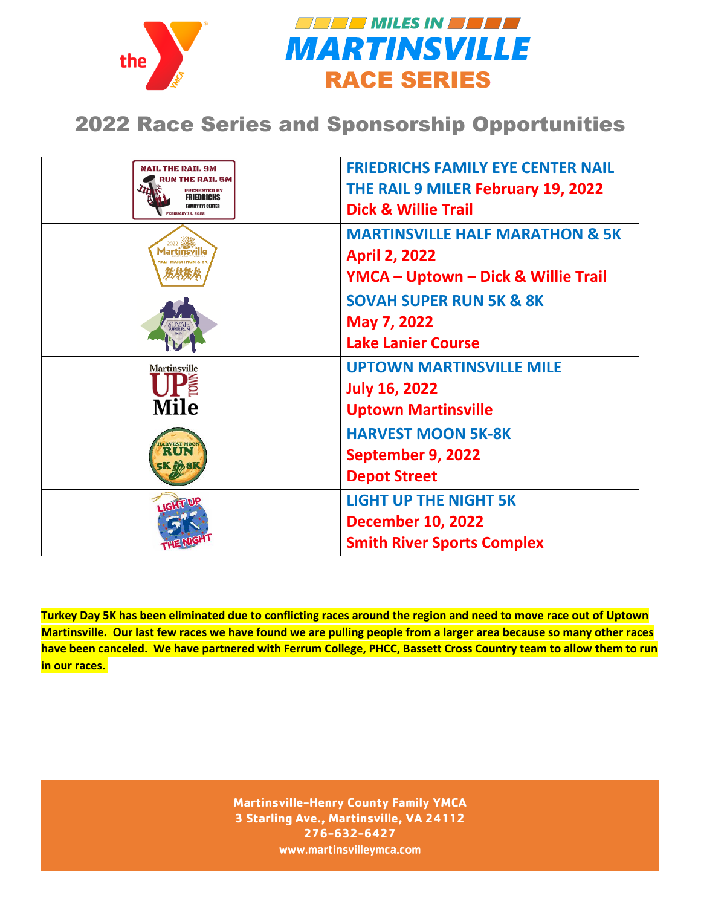# MILES IN MARTINSVILLE RACE SERIES

## 2022 Race Series and Sponsorship Opportunities

| | |
|---|---|
| NAIL THE RAIL 9M / RUN THE RAIL 5M PRESENTED BY FRIEDRICHS FAMILY EYE CENTER FEBRUARY 19, 2022 | **FRIEDRICHS FAMILY EYE CENTER NAIL THE RAIL 9 MILER February 19, 2022**<br>**Dick & Willie Trail** |
| 2022 Martinsville HALF MARATHON & 5K | **MARTINSVILLE HALF MARATHON & 5K**<br>**April 2, 2022**<br>**YMCA – Uptown – Dick & Willie Trail** |
| SOVAH SUPER RUN 5K 8K | **SOVAH SUPER RUN 5K & 8K**<br>**May 7, 2022**<br>**Lake Lanier Course** |
| Martinsville UPTOWN Mile | **UPTOWN MARTINSVILLE MILE**<br>**July 16, 2022**<br>**Uptown Martinsville** |
| HARVEST MOON RUN 5K 8K | **HARVEST MOON 5K-8K**<br>**September 9, 2022**<br>**Depot Street** |
| LIGHT UP 5K THE NIGHT | **LIGHT UP THE NIGHT 5K**<br>**December 10, 2022**<br>**Smith River Sports Complex** |

**Turkey Day 5K has been eliminated due to conflicting races around the region and need to move race out of Uptown Martinsville. Our last few races we have found we are pulling people from a larger area because so many other races have been canceled. We have partnered with Ferrum College, PHCC, Bassett Cross Country team to allow them to run in our races.**

Martinsville-Henry County Family YMCA
3 Starling Ave., Martinsville, VA 24112
276-632-6427
www.martinsvilleymca.com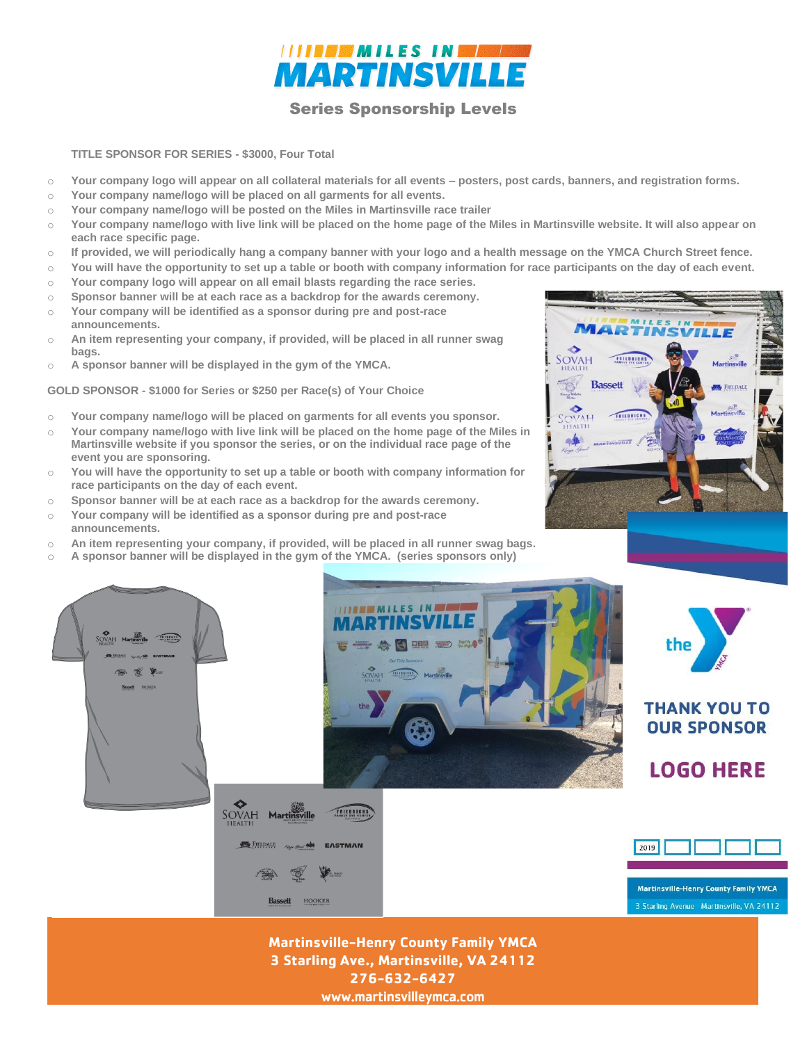# MILES IN MARTINSVILLE

## Series Sponsorship Levels

**TITLE SPONSOR FOR SERIES - $3000, Four Total**

- Your company logo will appear on all collateral materials for all events – posters, post cards, banners, and registration forms.
- Your company name/logo will be placed on all garments for all events.
- Your company name/logo will be posted on the Miles in Martinsville race trailer
- Your company name/logo with live link will be placed on the home page of the Miles in Martinsville website. It will also appear on each race specific page.
- If provided, we will periodically hang a company banner with your logo and a health message on the YMCA Church Street fence.
- You will have the opportunity to set up a table or booth with company information for race participants on the day of each event.
- Your company logo will appear on all email blasts regarding the race series.
- Sponsor banner will be at each race as a backdrop for the awards ceremony.
- Your company will be identified as a sponsor during pre and post-race announcements.
- An item representing your company, if provided, will be placed in all runner swag bags.
- A sponsor banner will be displayed in the gym of the YMCA.

**GOLD SPONSOR - $1000 for Series or $250 per Race(s) of Your Choice**

- Your company name/logo will be placed on garments for all events you sponsor.
- Your company name/logo with live link will be placed on the home page of the Miles in Martinsville website if you sponsor the series, or on the individual race page of the event you are sponsoring.
- You will have the opportunity to set up a table or booth with company information for race participants on the day of each event.
- Sponsor banner will be at each race as a backdrop for the awards ceremony.
- Your company will be identified as a sponsor during pre and post-race announcements.
- An item representing your company, if provided, will be placed in all runner swag bags.
- A sponsor banner will be displayed in the gym of the YMCA. (series sponsors only)

THANK YOU TO OUR SPONSOR

LOGO HERE

2019

Martinsville-Henry County Family YMCA
3 Starling Avenue Martinsville, VA 24112

**Martinsville-Henry County Family YMCA**
**3 Starling Ave., Martinsville, VA 24112**
**276-632-6427**
**www.martinsvilleymca.com**